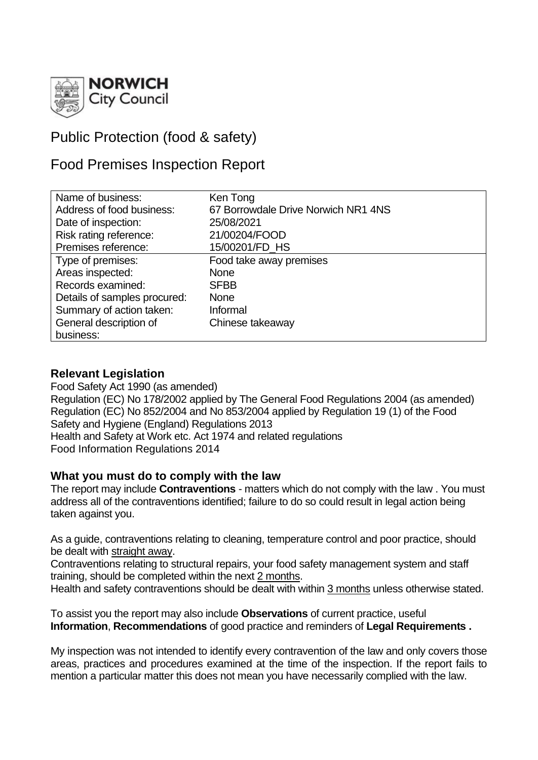NORWICH City Council

# Public Protection (food & safety)

# Food Premises Inspection Report

| Name of business: | Ken Tong |
|---|---|
| Address of food business: | 67 Borrowdale Drive Norwich NR1 4NS |
| Date of inspection: | 25/08/2021 |
| Risk rating reference: | 21/00204/FOOD |
| Premises reference: | 15/00201/FD_HS |
| Type of premises: | Food take away premises |
| Areas inspected: | None |
| Records examined: | SFBB |
| Details of samples procured: | None |
| Summary of action taken: | Informal |
| General description of business: | Chinese takeaway |

## Relevant Legislation

Food Safety Act 1990 (as amended)
Regulation (EC) No 178/2002 applied by The General Food Regulations 2004 (as amended)
Regulation (EC) No 852/2004 and No 853/2004 applied by Regulation 19 (1) of the Food Safety and Hygiene (England) Regulations 2013
Health and Safety at Work etc. Act 1974 and related regulations
Food Information Regulations 2014

## What you must do to comply with the law

The report may include **Contraventions** - matters which do not comply with the law . You must address all of the contraventions identified; failure to do so could result in legal action being taken against you.

As a guide, contraventions relating to cleaning, temperature control and poor practice, should be dealt with straight away.
Contraventions relating to structural repairs, your food safety management system and staff training, should be completed within the next 2 months.
Health and safety contraventions should be dealt with within 3 months unless otherwise stated.

To assist you the report may also include **Observations** of current practice, useful **Information**, **Recommendations** of good practice and reminders of **Legal Requirements .**

My inspection was not intended to identify every contravention of the law and only covers those areas, practices and procedures examined at the time of the inspection. If the report fails to mention a particular matter this does not mean you have necessarily complied with the law.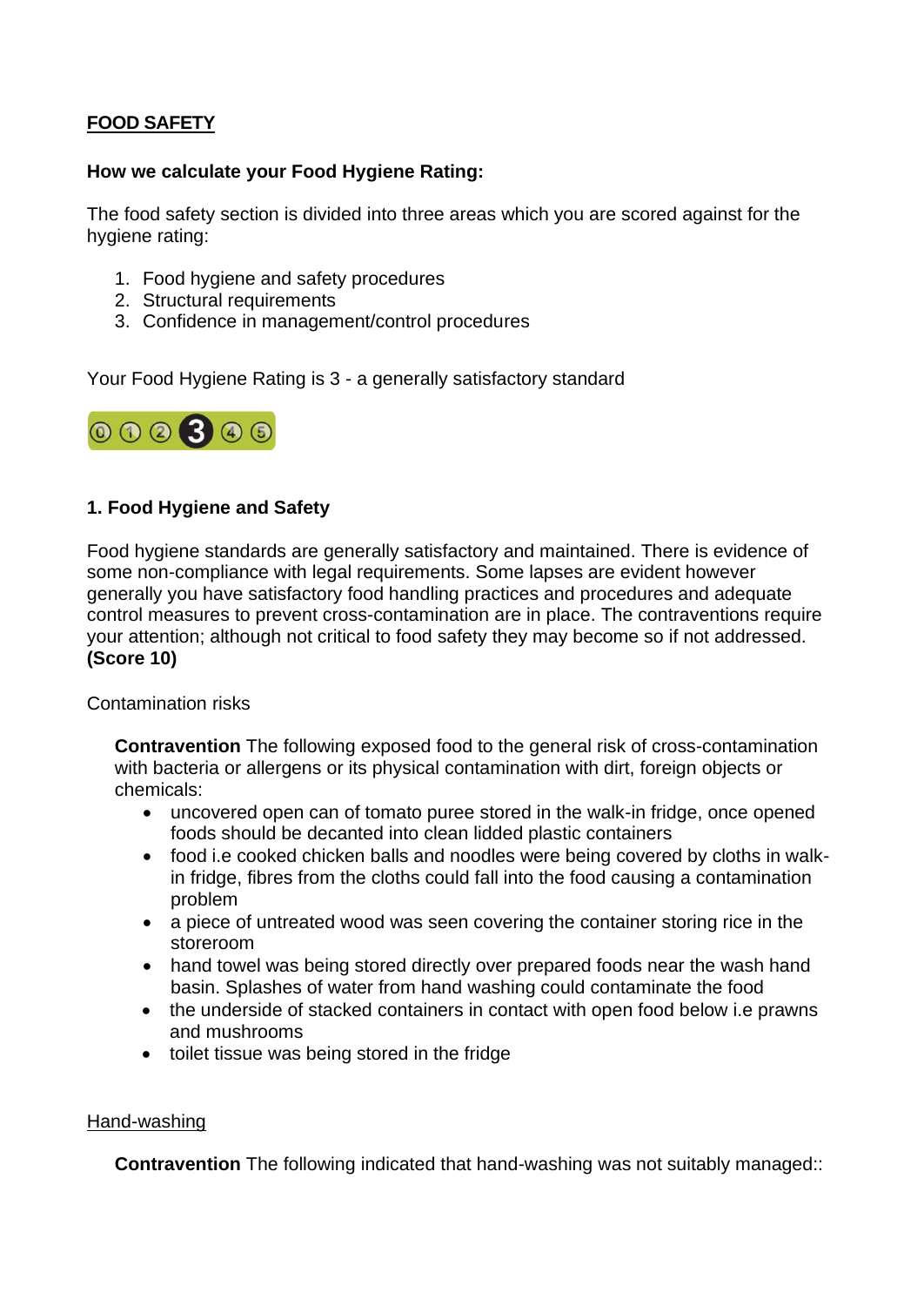**FOOD SAFETY**

**How we calculate your Food Hygiene Rating:**

The food safety section is divided into three areas which you are scored against for the hygiene rating:

1. Food hygiene and safety procedures
2. Structural requirements
3. Confidence in management/control procedures

Your Food Hygiene Rating is 3 - a generally satisfactory standard

### 1. Food Hygiene and Safety

Food hygiene standards are generally satisfactory and maintained. There is evidence of some non-compliance with legal requirements. Some lapses are evident however generally you have satisfactory food handling practices and procedures and adequate control measures to prevent cross-contamination are in place. The contraventions require your attention; although not critical to food safety they may become so if not addressed. **(Score 10)**

Contamination risks

**Contravention** The following exposed food to the general risk of cross-contamination with bacteria or allergens or its physical contamination with dirt, foreign objects or chemicals:

- uncovered open can of tomato puree stored in the walk-in fridge, once opened foods should be decanted into clean lidded plastic containers
- food i.e cooked chicken balls and noodles were being covered by cloths in walk-in fridge, fibres from the cloths could fall into the food causing a contamination problem
- a piece of untreated wood was seen covering the container storing rice in the storeroom
- hand towel was being stored directly over prepared foods near the wash hand basin. Splashes of water from hand washing could contaminate the food
- the underside of stacked containers in contact with open food below i.e prawns and mushrooms
- toilet tissue was being stored in the fridge

Hand-washing

**Contravention** The following indicated that hand-washing was not suitably managed::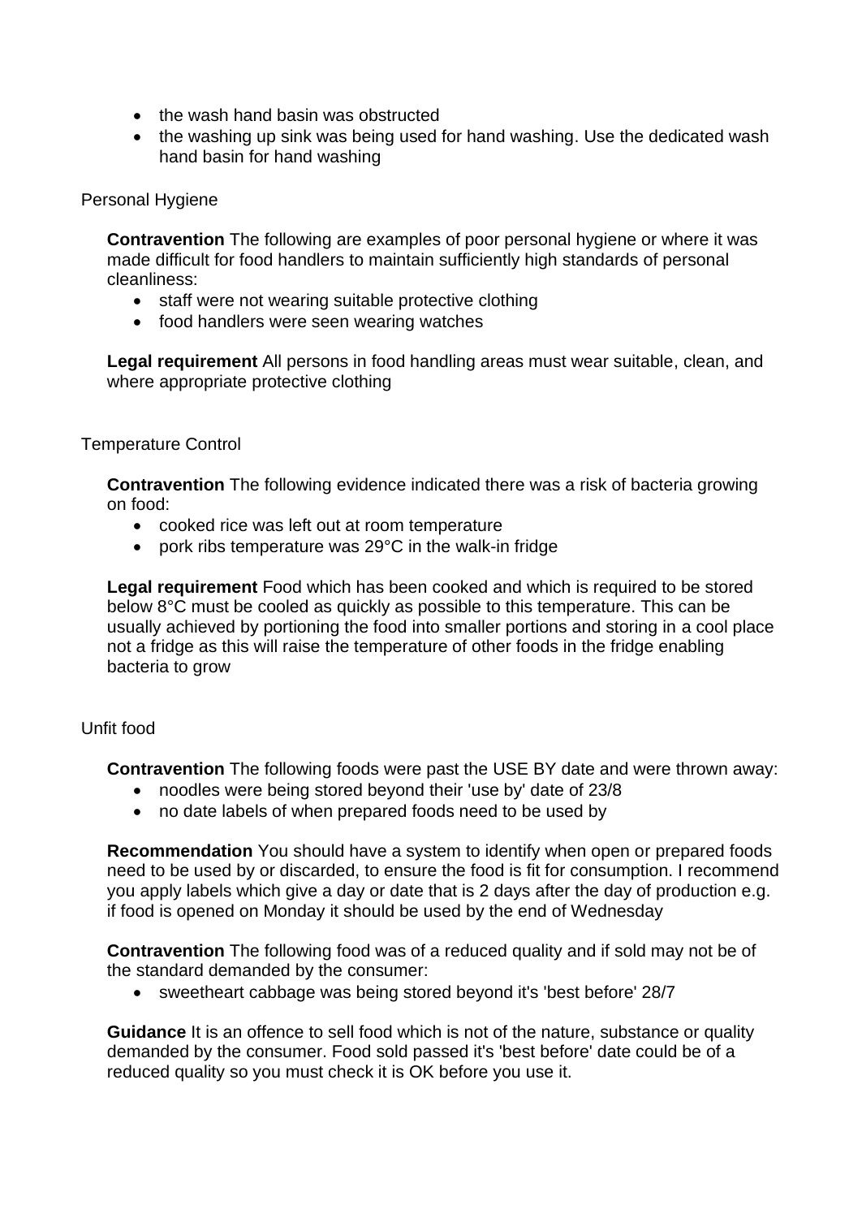- the wash hand basin was obstructed
- the washing up sink was being used for hand washing. Use the dedicated wash hand basin for hand washing

Personal Hygiene

**Contravention** The following are examples of poor personal hygiene or where it was made difficult for food handlers to maintain sufficiently high standards of personal cleanliness:

- staff were not wearing suitable protective clothing
- food handlers were seen wearing watches

**Legal requirement** All persons in food handling areas must wear suitable, clean, and where appropriate protective clothing

Temperature Control

**Contravention** The following evidence indicated there was a risk of bacteria growing on food:

- cooked rice was left out at room temperature
- pork ribs temperature was 29°C in the walk-in fridge

**Legal requirement** Food which has been cooked and which is required to be stored below 8°C must be cooled as quickly as possible to this temperature. This can be usually achieved by portioning the food into smaller portions and storing in a cool place not a fridge as this will raise the temperature of other foods in the fridge enabling bacteria to grow

Unfit food

**Contravention** The following foods were past the USE BY date and were thrown away:

- noodles were being stored beyond their 'use by' date of 23/8
- no date labels of when prepared foods need to be used by

**Recommendation** You should have a system to identify when open or prepared foods need to be used by or discarded, to ensure the food is fit for consumption. I recommend you apply labels which give a day or date that is 2 days after the day of production e.g. if food is opened on Monday it should be used by the end of Wednesday

**Contravention** The following food was of a reduced quality and if sold may not be of the standard demanded by the consumer:

- sweetheart cabbage was being stored beyond it's 'best before' 28/7

**Guidance** It is an offence to sell food which is not of the nature, substance or quality demanded by the consumer. Food sold passed it's 'best before' date could be of a reduced quality so you must check it is OK before you use it.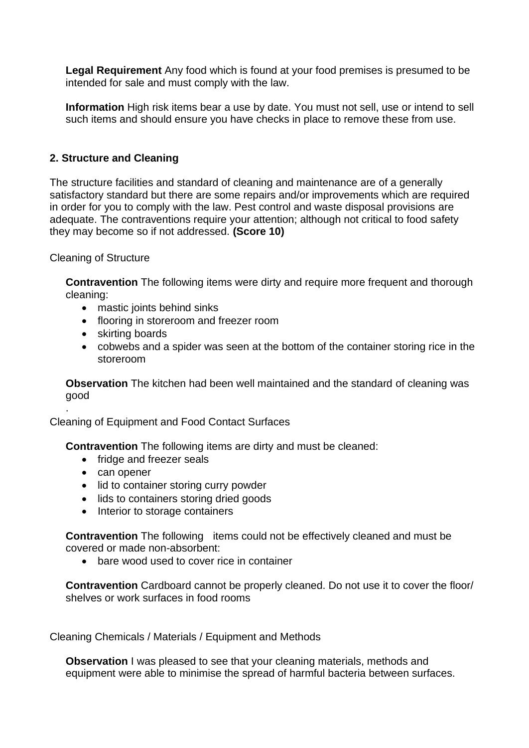**Legal Requirement** Any food which is found at your food premises is presumed to be intended for sale and must comply with the law.

**Information** High risk items bear a use by date. You must not sell, use or intend to sell such items and should ensure you have checks in place to remove these from use.

## 2. Structure and Cleaning

The structure facilities and standard of cleaning and maintenance are of a generally satisfactory standard but there are some repairs and/or improvements which are required in order for you to comply with the law. Pest control and waste disposal provisions are adequate. The contraventions require your attention; although not critical to food safety they may become so if not addressed. **(Score 10)**

Cleaning of Structure

**Contravention** The following items were dirty and require more frequent and thorough cleaning:

- mastic joints behind sinks
- flooring in storeroom and freezer room
- skirting boards
- cobwebs and a spider was seen at the bottom of the container storing rice in the storeroom

**Observation** The kitchen had been well maintained and the standard of cleaning was good

.

Cleaning of Equipment and Food Contact Surfaces

**Contravention** The following items are dirty and must be cleaned:

- fridge and freezer seals
- can opener
- lid to container storing curry powder
- lids to containers storing dried goods
- Interior to storage containers

**Contravention** The following items could not be effectively cleaned and must be covered or made non-absorbent:

- bare wood used to cover rice in container

**Contravention** Cardboard cannot be properly cleaned. Do not use it to cover the floor/ shelves or work surfaces in food rooms

Cleaning Chemicals / Materials / Equipment and Methods

**Observation** I was pleased to see that your cleaning materials, methods and equipment were able to minimise the spread of harmful bacteria between surfaces.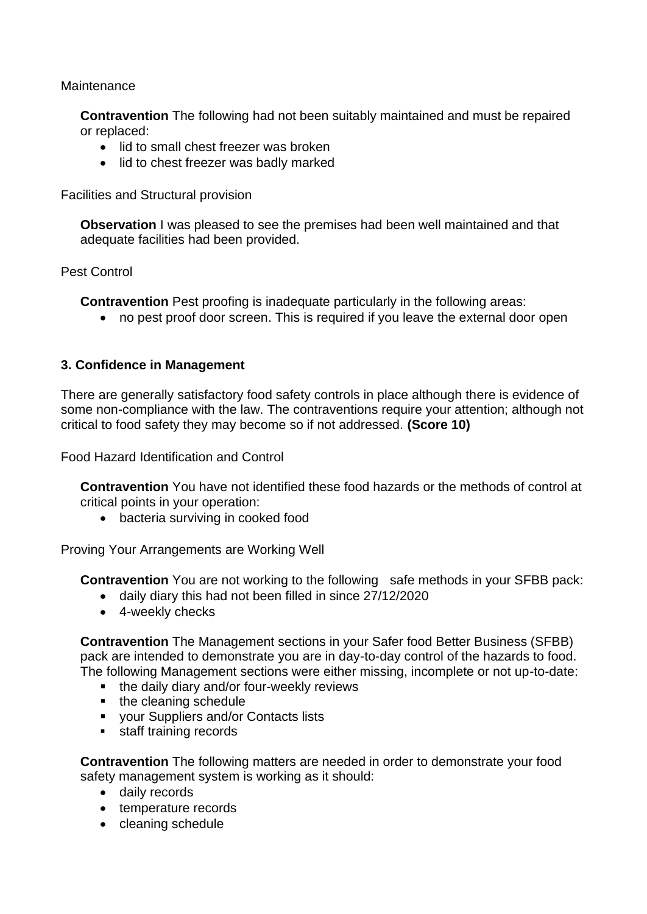Maintenance

**Contravention** The following had not been suitably maintained and must be repaired or replaced:

- lid to small chest freezer was broken
- lid to chest freezer was badly marked

Facilities and Structural provision

**Observation** I was pleased to see the premises had been well maintained and that adequate facilities had been provided.

Pest Control

**Contravention** Pest proofing is inadequate particularly in the following areas:

- no pest proof door screen. This is required if you leave the external door open

### 3. Confidence in Management

There are generally satisfactory food safety controls in place although there is evidence of some non-compliance with the law. The contraventions require your attention; although not critical to food safety they may become so if not addressed. **(Score 10)**

Food Hazard Identification and Control

**Contravention** You have not identified these food hazards or the methods of control at critical points in your operation:

- bacteria surviving in cooked food

Proving Your Arrangements are Working Well

**Contravention** You are not working to the following safe methods in your SFBB pack:

- daily diary this had not been filled in since 27/12/2020
- 4-weekly checks

**Contravention** The Management sections in your Safer food Better Business (SFBB) pack are intended to demonstrate you are in day-to-day control of the hazards to food. The following Management sections were either missing, incomplete or not up-to-date:

- the daily diary and/or four-weekly reviews
- the cleaning schedule
- your Suppliers and/or Contacts lists
- staff training records

**Contravention** The following matters are needed in order to demonstrate your food safety management system is working as it should:

- daily records
- temperature records
- cleaning schedule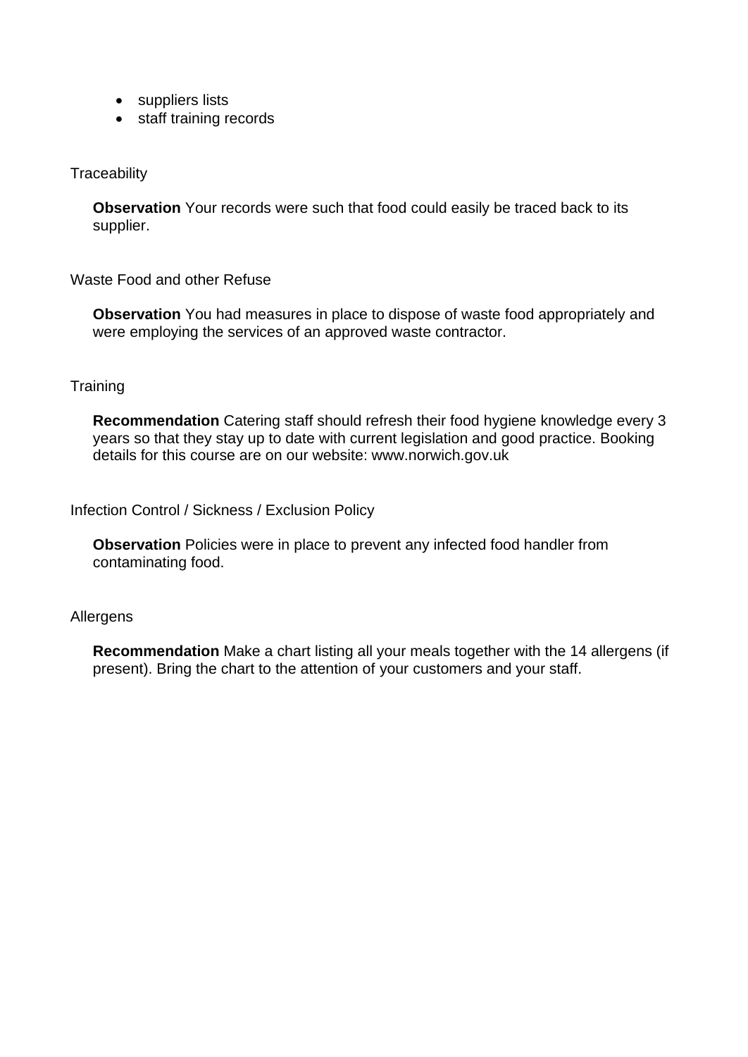- suppliers lists
- staff training records

Traceability

**Observation** Your records were such that food could easily be traced back to its supplier.

Waste Food and other Refuse

**Observation** You had measures in place to dispose of waste food appropriately and were employing the services of an approved waste contractor.

Training

**Recommendation** Catering staff should refresh their food hygiene knowledge every 3 years so that they stay up to date with current legislation and good practice. Booking details for this course are on our website: www.norwich.gov.uk

Infection Control / Sickness / Exclusion Policy

**Observation** Policies were in place to prevent any infected food handler from contaminating food.

Allergens

**Recommendation** Make a chart listing all your meals together with the 14 allergens (if present). Bring the chart to the attention of your customers and your staff.